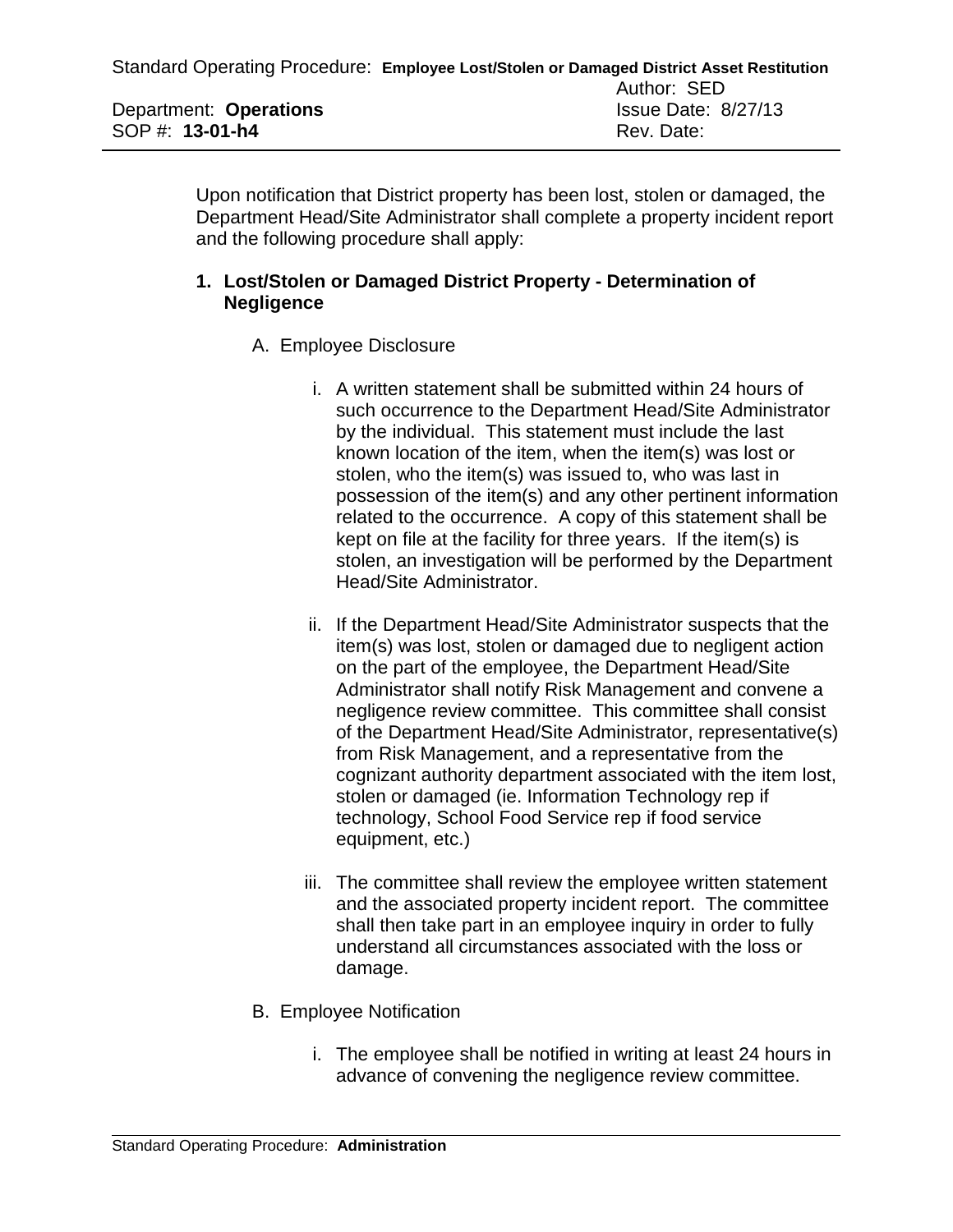Standard Operating Procedure: **Employee Lost/Stolen or Damaged District Asset Restitution**

Author: SED

Department: **Operations**
Issue Date: 8/27/13

SOP #: **13-01-h4**
Rev. Date:

Upon notification that District property has been lost, stolen or damaged, the Department Head/Site Administrator shall complete a property incident report and the following procedure shall apply:

1. **Lost/Stolen or Damaged District Property - Determination of Negligence**

   A. Employee Disclosure

      i. A written statement shall be submitted within 24 hours of such occurrence to the Department Head/Site Administrator by the individual. This statement must include the last known location of the item, when the item(s) was lost or stolen, who the item(s) was issued to, who was last in possession of the item(s) and any other pertinent information related to the occurrence. A copy of this statement shall be kept on file at the facility for three years. If the item(s) is stolen, an investigation will be performed by the Department Head/Site Administrator.

      ii. If the Department Head/Site Administrator suspects that the item(s) was lost, stolen or damaged due to negligent action on the part of the employee, the Department Head/Site Administrator shall notify Risk Management and convene a negligence review committee. This committee shall consist of the Department Head/Site Administrator, representative(s) from Risk Management, and a representative from the cognizant authority department associated with the item lost, stolen or damaged (ie. Information Technology rep if technology, School Food Service rep if food service equipment, etc.)

      iii. The committee shall review the employee written statement and the associated property incident report. The committee shall then take part in an employee inquiry in order to fully understand all circumstances associated with the loss or damage.

   B. Employee Notification

      i. The employee shall be notified in writing at least 24 hours in advance of convening the negligence review committee.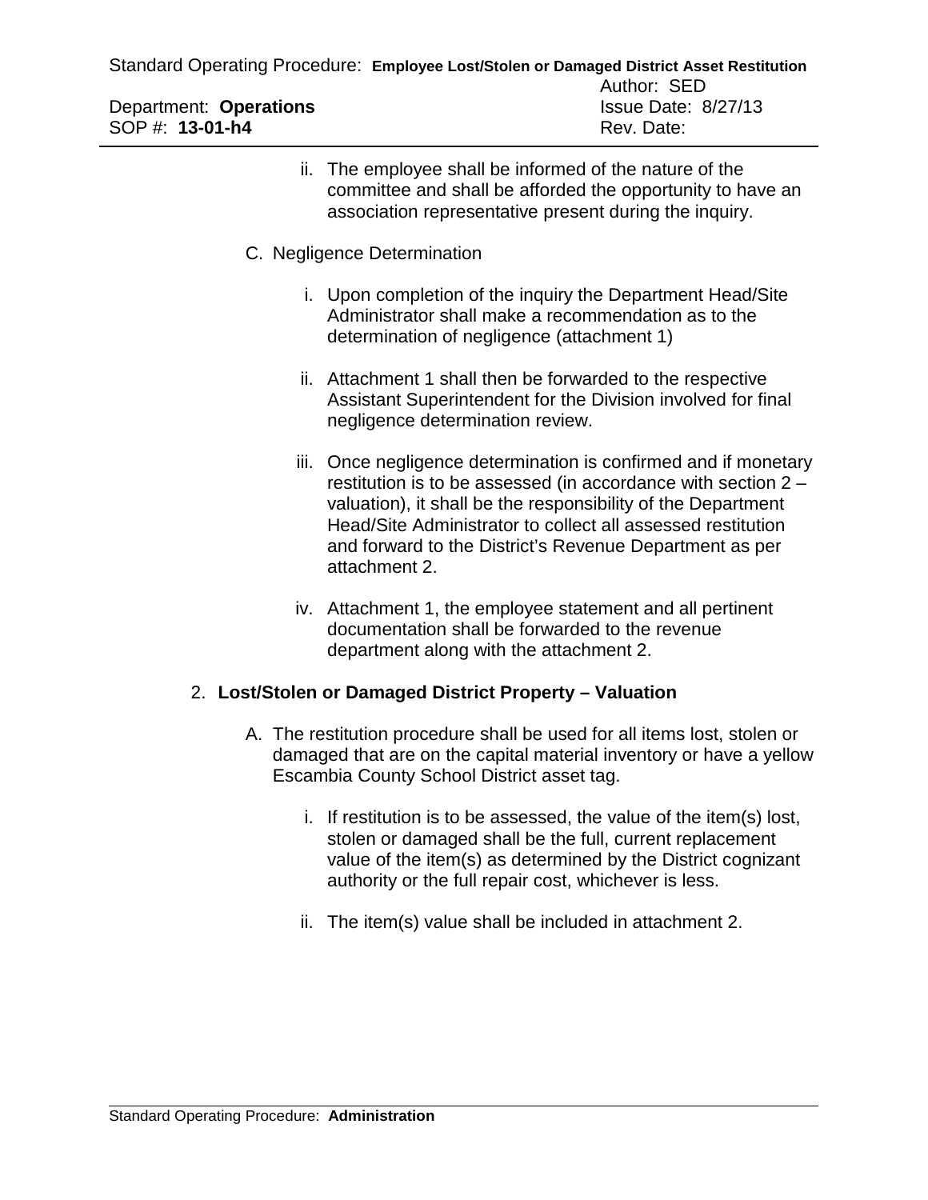ii. The employee shall be informed of the nature of the committee and shall be afforded the opportunity to have an association representative present during the inquiry.

C. Negligence Determination

i. Upon completion of the inquiry the Department Head/Site Administrator shall make a recommendation as to the determination of negligence (attachment 1)

ii. Attachment 1 shall then be forwarded to the respective Assistant Superintendent for the Division involved for final negligence determination review.

iii. Once negligence determination is confirmed and if monetary restitution is to be assessed (in accordance with section 2 – valuation), it shall be the responsibility of the Department Head/Site Administrator to collect all assessed restitution and forward to the District's Revenue Department as per attachment 2.

iv. Attachment 1, the employee statement and all pertinent documentation shall be forwarded to the revenue department along with the attachment 2.

2. **Lost/Stolen or Damaged District Property – Valuation**

A. The restitution procedure shall be used for all items lost, stolen or damaged that are on the capital material inventory or have a yellow Escambia County School District asset tag.

i. If restitution is to be assessed, the value of the item(s) lost, stolen or damaged shall be the full, current replacement value of the item(s) as determined by the District cognizant authority or the full repair cost, whichever is less.

ii. The item(s) value shall be included in attachment 2.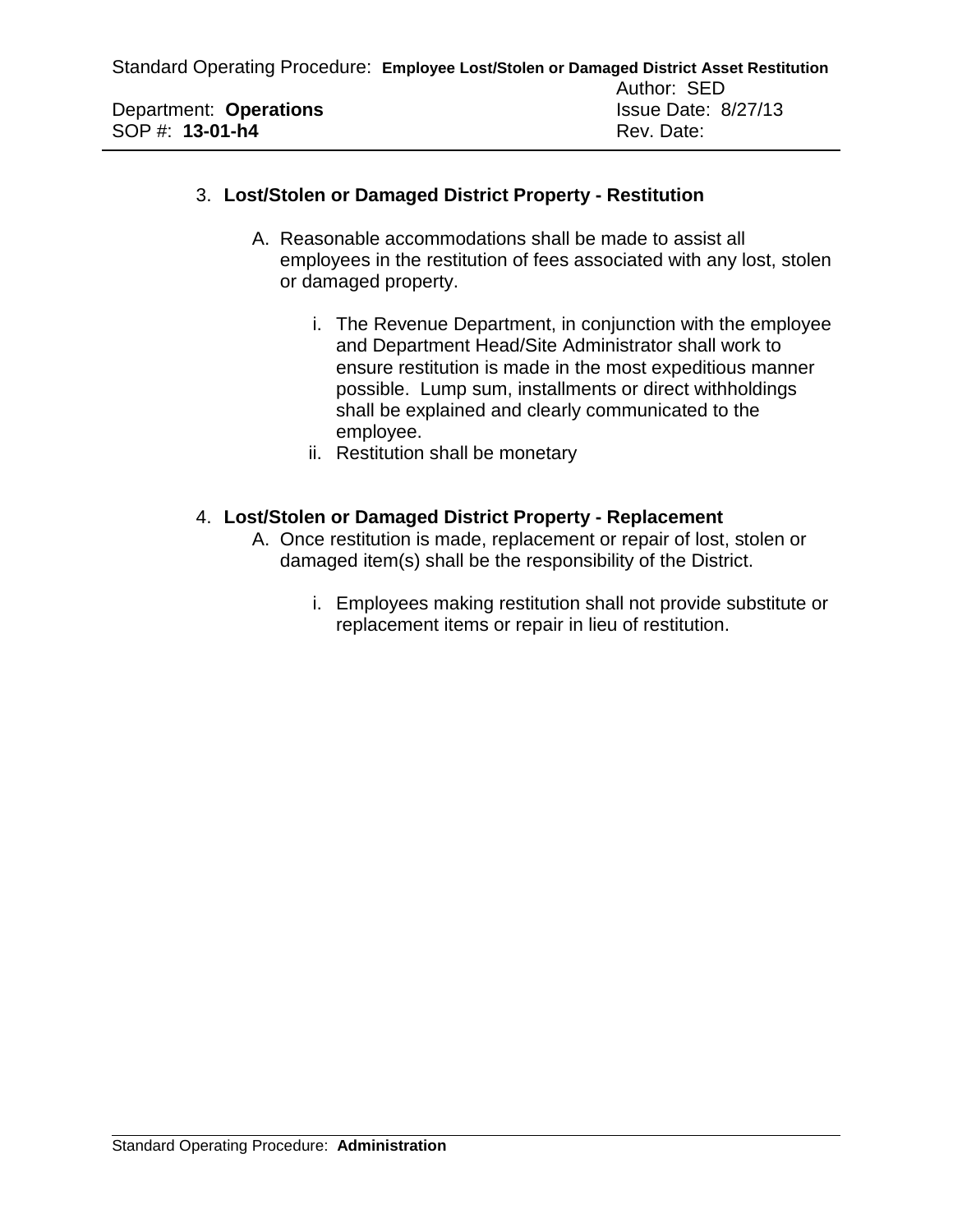3. **Lost/Stolen or Damaged District Property - Restitution**

   A. Reasonable accommodations shall be made to assist all employees in the restitution of fees associated with any lost, stolen or damaged property.

      i. The Revenue Department, in conjunction with the employee and Department Head/Site Administrator shall work to ensure restitution is made in the most expeditious manner possible. Lump sum, installments or direct withholdings shall be explained and clearly communicated to the employee.
      
      ii. Restitution shall be monetary

4. **Lost/Stolen or Damaged District Property - Replacement**

   A. Once restitution is made, replacement or repair of lost, stolen or damaged item(s) shall be the responsibility of the District.

      i. Employees making restitution shall not provide substitute or replacement items or repair in lieu of restitution.